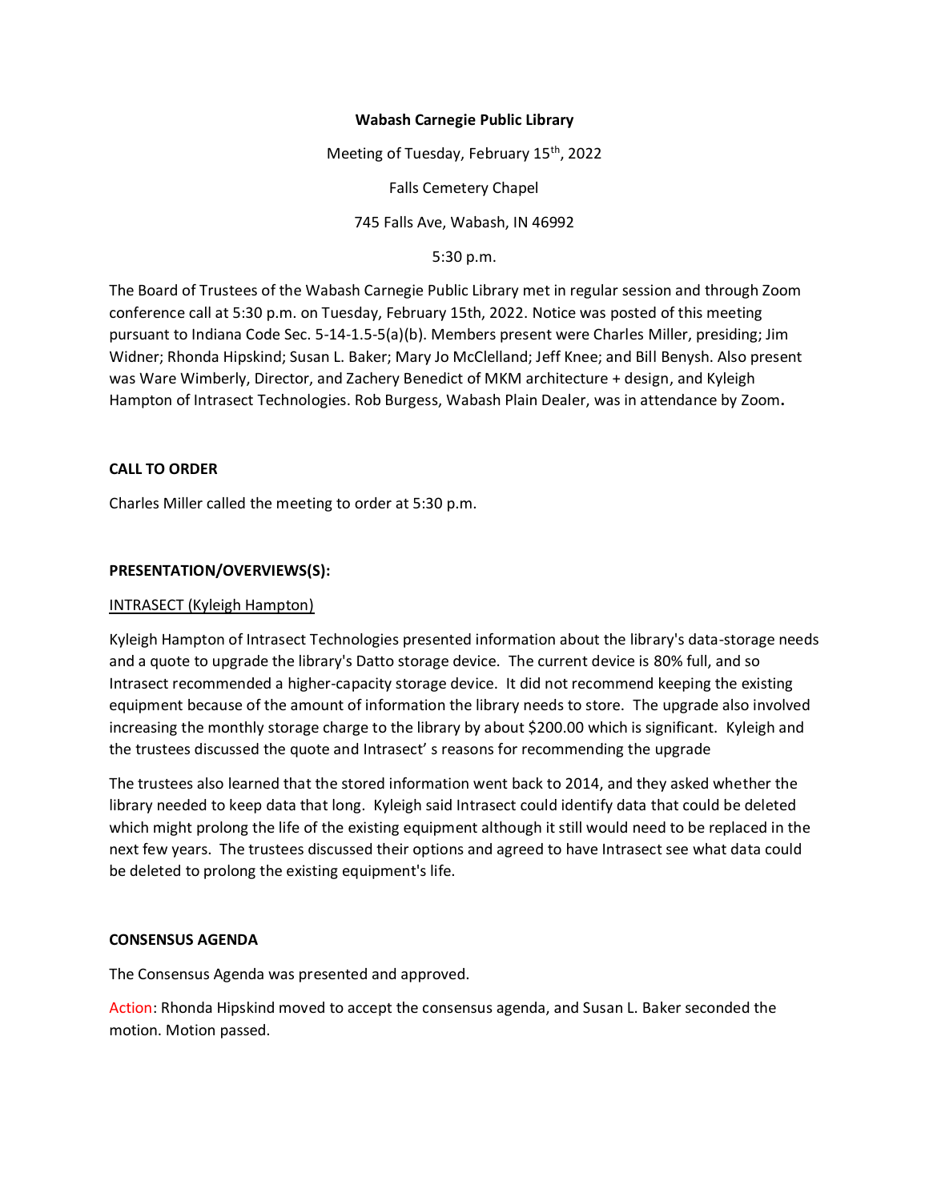**Wabash Carnegie Public Library**

Meeting of Tuesday, February 15th, 2022

Falls Cemetery Chapel

745 Falls Ave, Wabash, IN 46992

5:30 p.m.

The Board of Trustees of the Wabash Carnegie Public Library met in regular session and through Zoom conference call at 5:30 p.m. on Tuesday, February 15th, 2022. Notice was posted of this meeting pursuant to Indiana Code Sec. 5-14-1.5-5(a)(b). Members present were Charles Miller, presiding; Jim Widner; Rhonda Hipskind; Susan L. Baker; Mary Jo McClelland; Jeff Knee; and Bill Benysh. Also present was Ware Wimberly, Director, and Zachery Benedict of MKM architecture + design, and Kyleigh Hampton of Intrasect Technologies. Rob Burgess, Wabash Plain Dealer, was in attendance by Zoom**.**

**CALL TO ORDER**

Charles Miller called the meeting to order at 5:30 p.m.

**PRESENTATION/OVERVIEWS(S):**

INTRASECT (Kyleigh Hampton)

Kyleigh Hampton of Intrasect Technologies presented information about the library's data-storage needs and a quote to upgrade the library's Datto storage device. The current device is 80% full, and so Intrasect recommended a higher-capacity storage device. It did not recommend keeping the existing equipment because of the amount of information the library needs to store. The upgrade also involved increasing the monthly storage charge to the library by about $200.00 which is significant. Kyleigh and the trustees discussed the quote and Intrasect' s reasons for recommending the upgrade

The trustees also learned that the stored information went back to 2014, and they asked whether the library needed to keep data that long. Kyleigh said Intrasect could identify data that could be deleted which might prolong the life of the existing equipment although it still would need to be replaced in the next few years. The trustees discussed their options and agreed to have Intrasect see what data could be deleted to prolong the existing equipment's life.

**CONSENSUS AGENDA**

The Consensus Agenda was presented and approved.

Action: Rhonda Hipskind moved to accept the consensus agenda, and Susan L. Baker seconded the motion. Motion passed.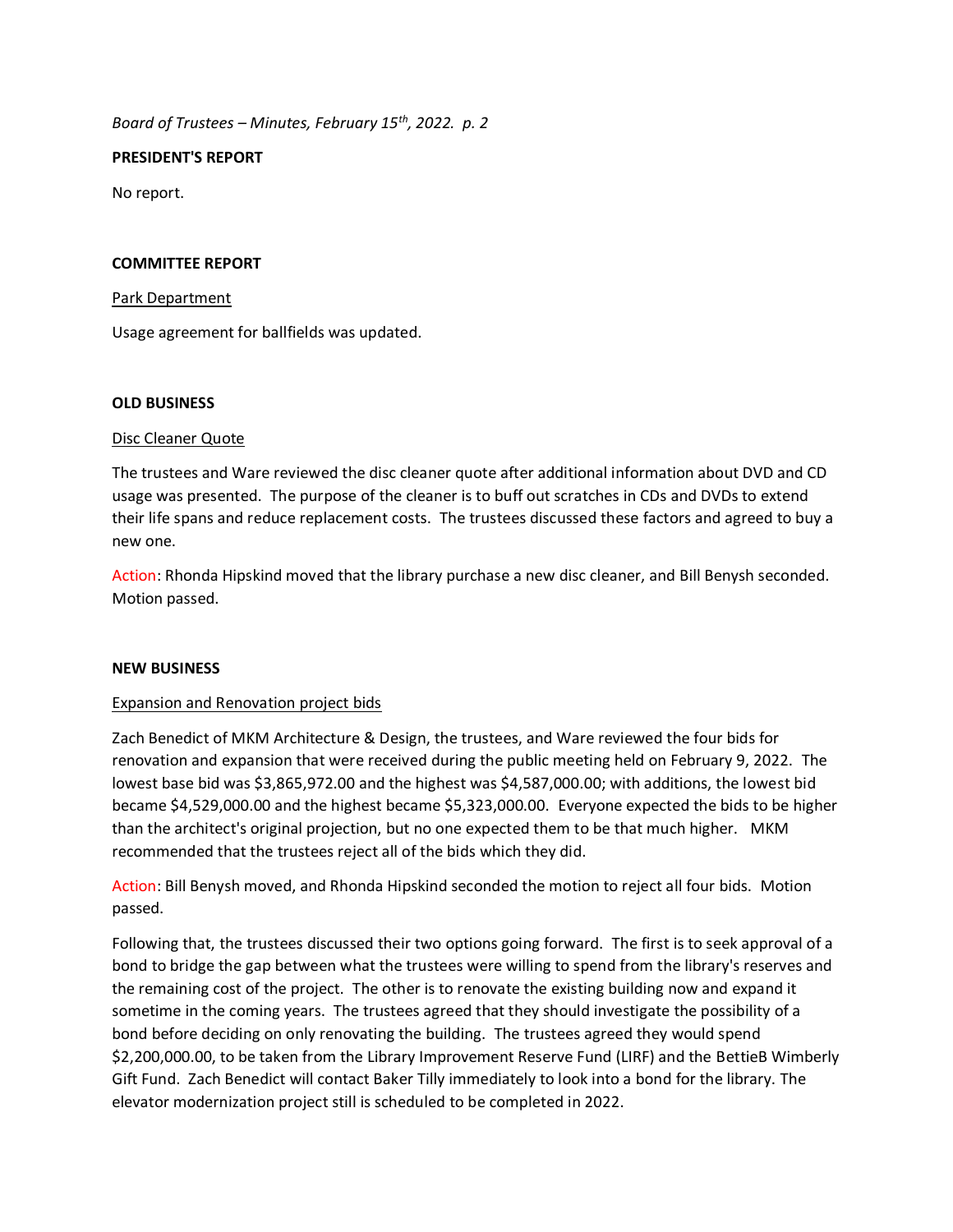**PRESIDENT'S REPORT**

No report.

**COMMITTEE REPORT**

Park Department

Usage agreement for ballfields was updated.

**OLD BUSINESS**

Disc Cleaner Quote

The trustees and Ware reviewed the disc cleaner quote after additional information about DVD and CD usage was presented. The purpose of the cleaner is to buff out scratches in CDs and DVDs to extend their life spans and reduce replacement costs. The trustees discussed these factors and agreed to buy a new one.

Action: Rhonda Hipskind moved that the library purchase a new disc cleaner, and Bill Benysh seconded. Motion passed.

**NEW BUSINESS**

Expansion and Renovation project bids

Zach Benedict of MKM Architecture & Design, the trustees, and Ware reviewed the four bids for renovation and expansion that were received during the public meeting held on February 9, 2022. The lowest base bid was $3,865,972.00 and the highest was $4,587,000.00; with additions, the lowest bid became $4,529,000.00 and the highest became $5,323,000.00. Everyone expected the bids to be higher than the architect's original projection, but no one expected them to be that much higher. MKM recommended that the trustees reject all of the bids which they did.

Action: Bill Benysh moved, and Rhonda Hipskind seconded the motion to reject all four bids. Motion passed.

Following that, the trustees discussed their two options going forward. The first is to seek approval of a bond to bridge the gap between what the trustees were willing to spend from the library's reserves and the remaining cost of the project. The other is to renovate the existing building now and expand it sometime in the coming years. The trustees agreed that they should investigate the possibility of a bond before deciding on only renovating the building. The trustees agreed they would spend $2,200,000.00, to be taken from the Library Improvement Reserve Fund (LIRF) and the BettieB Wimberly Gift Fund. Zach Benedict will contact Baker Tilly immediately to look into a bond for the library. The elevator modernization project still is scheduled to be completed in 2022.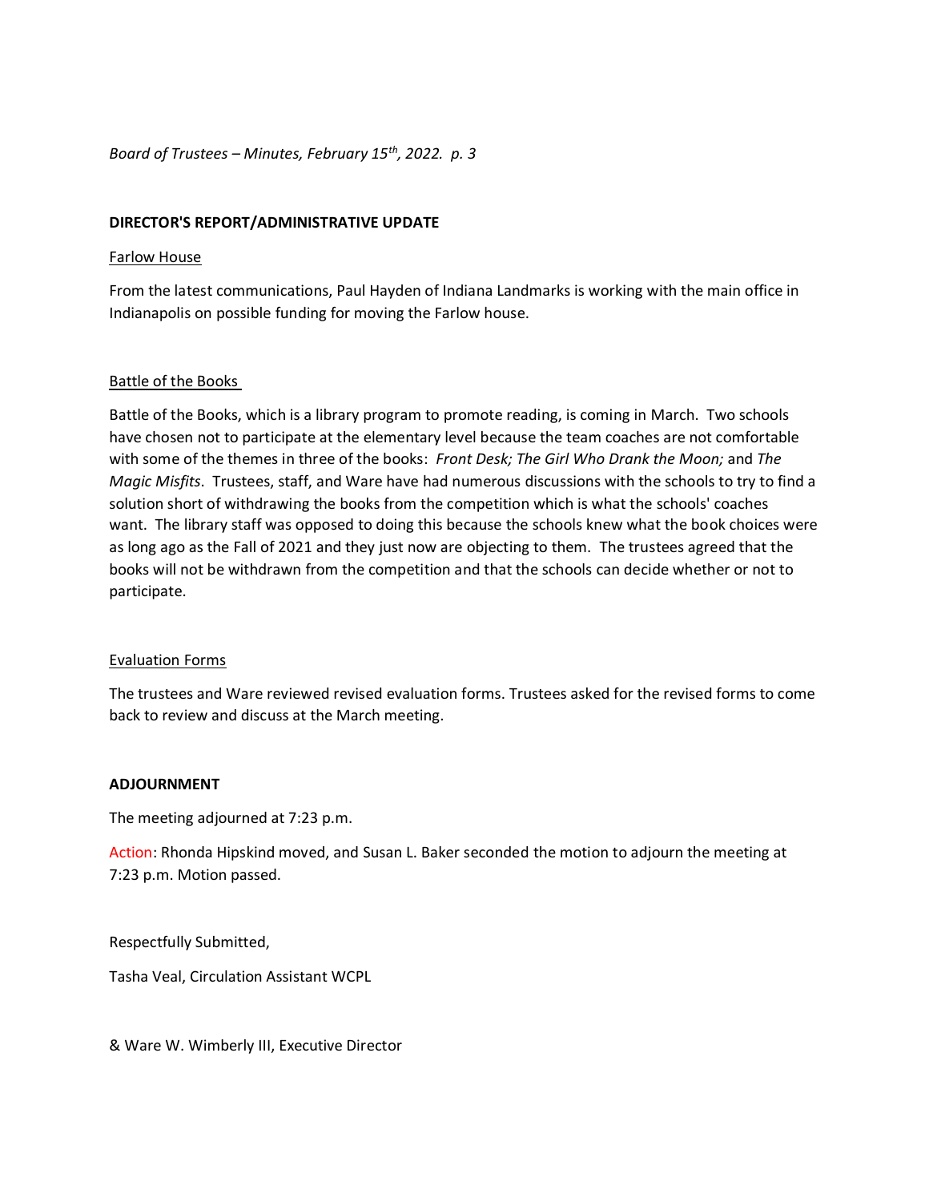## DIRECTOR'S REPORT/ADMINISTRATIVE UPDATE

### Farlow House

From the latest communications, Paul Hayden of Indiana Landmarks is working with the main office in Indianapolis on possible funding for moving the Farlow house.

### Battle of the Books

Battle of the Books, which is a library program to promote reading, is coming in March. Two schools have chosen not to participate at the elementary level because the team coaches are not comfortable with some of the themes in three of the books: *Front Desk; The Girl Who Drank the Moon;* and *The Magic Misfits*. Trustees, staff, and Ware have had numerous discussions with the schools to try to find a solution short of withdrawing the books from the competition which is what the schools' coaches want. The library staff was opposed to doing this because the schools knew what the book choices were as long ago as the Fall of 2021 and they just now are objecting to them. The trustees agreed that the books will not be withdrawn from the competition and that the schools can decide whether or not to participate.

### Evaluation Forms

The trustees and Ware reviewed revised evaluation forms. Trustees asked for the revised forms to come back to review and discuss at the March meeting.

## ADJOURNMENT

The meeting adjourned at 7:23 p.m.

Action: Rhonda Hipskind moved, and Susan L. Baker seconded the motion to adjourn the meeting at 7:23 p.m. Motion passed.

Respectfully Submitted,

Tasha Veal, Circulation Assistant WCPL

& Ware W. Wimberly III, Executive Director